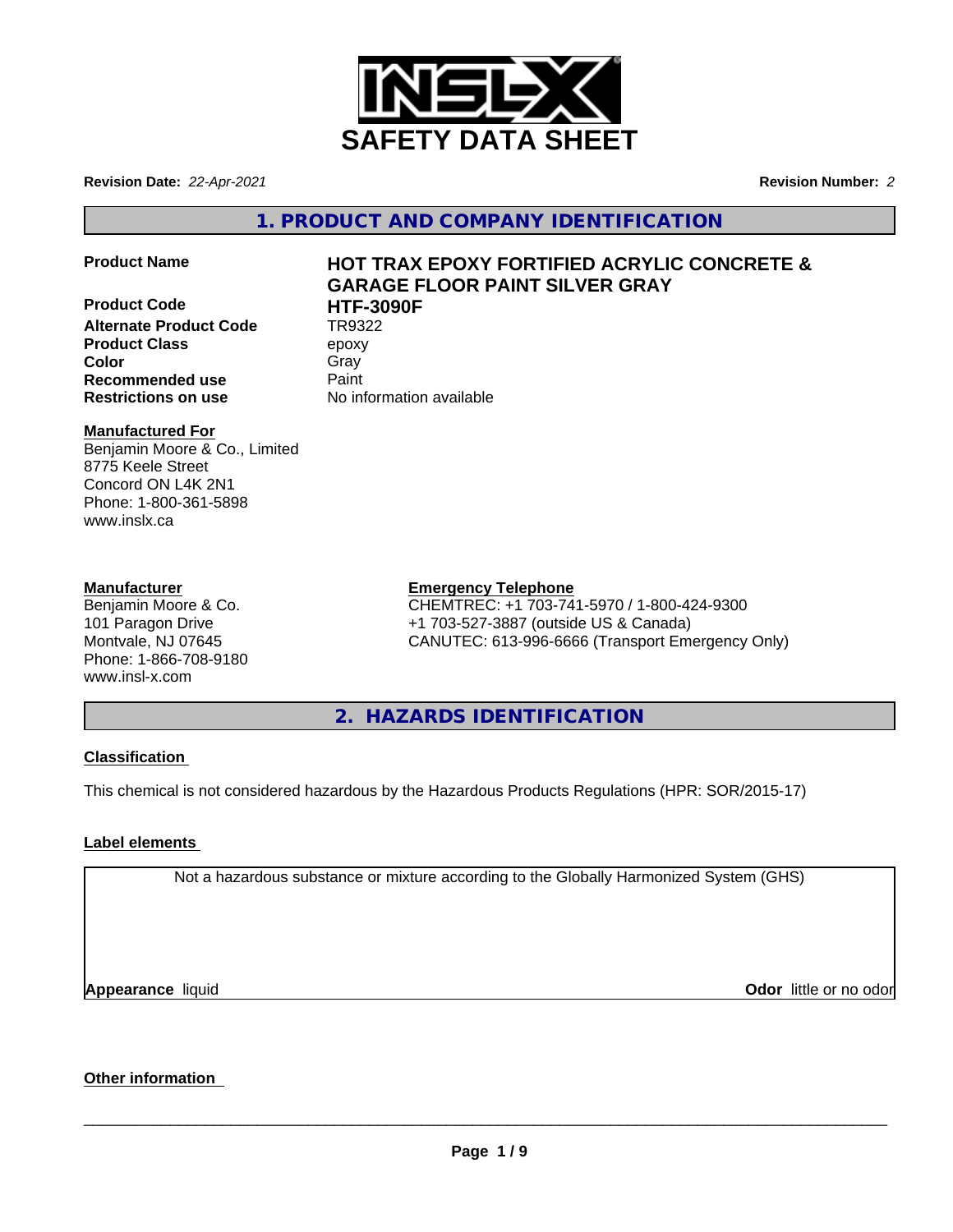# SAFETY DATA SHEET

**Revision Date:** *22-Apr-2021*

**Revision Number:** *2*

## 1. PRODUCT AND COMPANY IDENTIFICATION

| | |
|---|---|
| **Product Name** | **HOT TRAX EPOXY FORTIFIED ACRYLIC CONCRETE & GARAGE FLOOR PAINT SILVER GRAY** |
| **Product Code** | **HTF-3090F** |
| **Alternate Product Code** | TR9322 |
| **Product Class** | epoxy |
| **Color** | Gray |
| **Recommended use** | Paint |
| **Restrictions on use** | No information available |

**Manufactured For**
Benjamin Moore & Co., Limited
8775 Keele Street
Concord ON L4K 2N1
Phone: 1-800-361-5898
www.inslx.ca

**Manufacturer**
Benjamin Moore & Co.
101 Paragon Drive
Montvale, NJ 07645
Phone: 1-866-708-9180
www.insl-x.com

**Emergency Telephone**
CHEMTREC: +1 703-741-5970 / 1-800-424-9300
+1 703-527-3887 (outside US & Canada)
CANUTEC: 613-996-6666 (Transport Emergency Only)

## 2. HAZARDS IDENTIFICATION

**Classification**

This chemical is not considered hazardous by the Hazardous Products Regulations (HPR: SOR/2015-17)

**Label elements**

Not a hazardous substance or mixture according to the Globally Harmonized System (GHS)

**Appearance** liquid

**Odor** little or no odor

**Other information**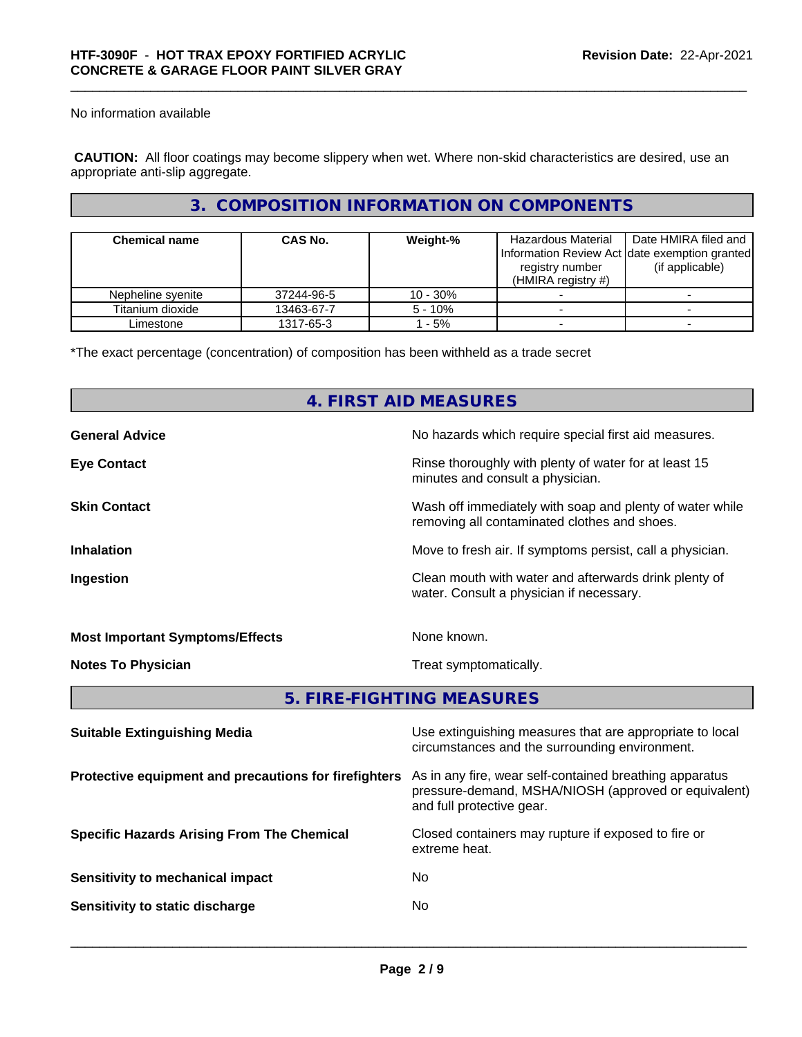No information available

**CAUTION:** All floor coatings may become slippery when wet. Where non-skid characteristics are desired, use an appropriate anti-slip aggregate.

## 3. COMPOSITION INFORMATION ON COMPONENTS

| Chemical name | CAS No. | Weight-% | Hazardous Material Information Review Act registry number (HMIRA registry #) | Date HMIRA filed and date exemption granted (if applicable) |
|---|---|---|---|---|
| Nepheline syenite | 37244-96-5 | 10 - 30% | - | - |
| Titanium dioxide | 13463-67-7 | 5 - 10% | - | - |
| Limestone | 1317-65-3 | 1 - 5% | - | - |

*The exact percentage (concentration) of composition has been withheld as a trade secret

## 4. FIRST AID MEASURES

**General Advice**: No hazards which require special first aid measures.

**Eye Contact**: Rinse thoroughly with plenty of water for at least 15 minutes and consult a physician.

**Skin Contact**: Wash off immediately with soap and plenty of water while removing all contaminated clothes and shoes.

**Inhalation**: Move to fresh air. If symptoms persist, call a physician.

**Ingestion**: Clean mouth with water and afterwards drink plenty of water. Consult a physician if necessary.

**Most Important Symptoms/Effects**: None known.

**Notes To Physician**: Treat symptomatically.

## 5. FIRE-FIGHTING MEASURES

**Suitable Extinguishing Media**: Use extinguishing measures that are appropriate to local circumstances and the surrounding environment.

**Protective equipment and precautions for firefighters**: As in any fire, wear self-contained breathing apparatus pressure-demand, MSHA/NIOSH (approved or equivalent) and full protective gear.

**Specific Hazards Arising From The Chemical**: Closed containers may rupture if exposed to fire or extreme heat.

**Sensitivity to mechanical impact**: No

**Sensitivity to static discharge**: No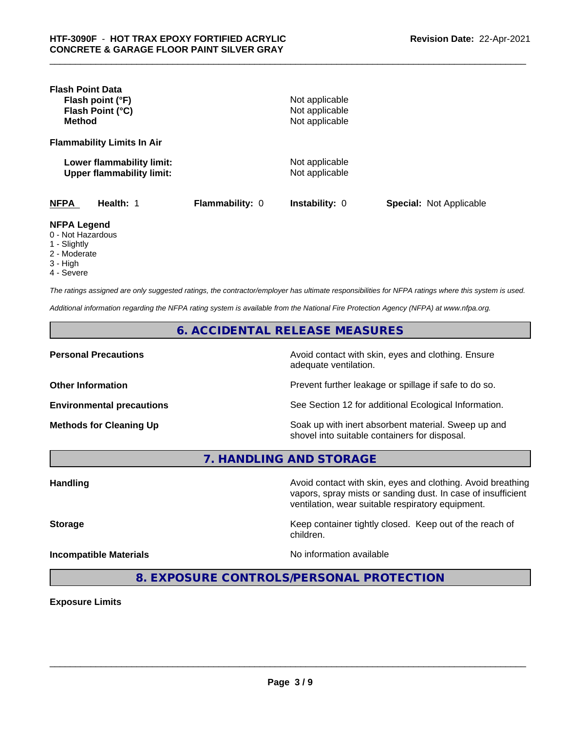**Flash Point Data**

| | |
|---|---|
| **Flash point (°F)** | Not applicable |
| **Flash Point (°C)** | Not applicable |
| **Method** | Not applicable |

**Flammability Limits In Air**

| | |
|---|---|
| **Lower flammability limit:** | Not applicable |
| **Upper flammability limit:** | Not applicable |

| **NFPA** | **Health:** 1 | **Flammability:** 0 | **Instability:** 0 | **Special:** Not Applicable |
|---|---|---|---|---|

**NFPA Legend**
- 0 - Not Hazardous
- 1 - Slightly
- 2 - Moderate
- 3 - High
- 4 - Severe

*The ratings assigned are only suggested ratings, the contractor/employer has ultimate responsibilities for NFPA ratings where this system is used.*

*Additional information regarding the NFPA rating system is available from the National Fire Protection Agency (NFPA) at www.nfpa.org.*

## 6. ACCIDENTAL RELEASE MEASURES

| | |
|---|---|
| **Personal Precautions** | Avoid contact with skin, eyes and clothing. Ensure adequate ventilation. |
| **Other Information** | Prevent further leakage or spillage if safe to do so. |
| **Environmental precautions** | See Section 12 for additional Ecological Information. |
| **Methods for Cleaning Up** | Soak up with inert absorbent material. Sweep up and shovel into suitable containers for disposal. |

## 7. HANDLING AND STORAGE

| | |
|---|---|
| **Handling** | Avoid contact with skin, eyes and clothing. Avoid breathing vapors, spray mists or sanding dust. In case of insufficient ventilation, wear suitable respiratory equipment. |
| **Storage** | Keep container tightly closed. Keep out of the reach of children. |
| **Incompatible Materials** | No information available |

## 8. EXPOSURE CONTROLS/PERSONAL PROTECTION

**Exposure Limits**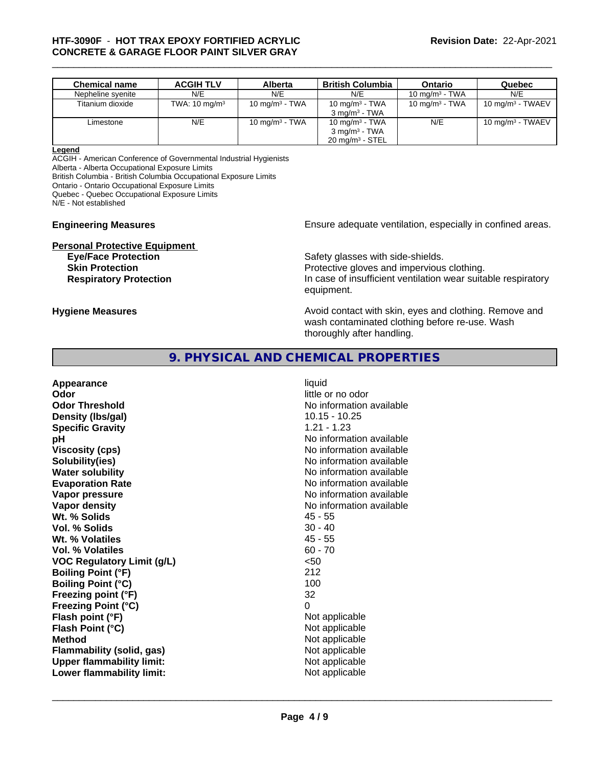| Chemical name | ACGIH TLV | Alberta | British Columbia | Ontario | Quebec |
|---|---|---|---|---|---|
| Nepheline syenite | N/E | N/E | N/E | 10 mg/m$^3$ - TWA | N/E |
| Titanium dioxide | TWA: 10 mg/m$^3$ | 10 mg/m$^3$ - TWA | 10 mg/m$^3$ - TWA<br>3 mg/m$^3$ - TWA | 10 mg/m$^3$ - TWA | 10 mg/m$^3$ - TWAEV |
| Limestone | N/E | 10 mg/m$^3$ - TWA | 10 mg/m$^3$ - TWA<br>3 mg/m$^3$ - TWA<br>20 mg/m$^3$ - STEL | N/E | 10 mg/m$^3$ - TWAEV |

**Legend**

ACGIH - American Conference of Governmental Industrial Hygienists
Alberta - Alberta Occupational Exposure Limits
British Columbia - British Columbia Occupational Exposure Limits
Ontario - Ontario Occupational Exposure Limits
Quebec - Quebec Occupational Exposure Limits
N/E - Not established

**Engineering Measures** Ensure adequate ventilation, especially in confined areas.

**Personal Protective Equipment**

**Eye/Face Protection** Safety glasses with side-shields.
**Skin Protection** Protective gloves and impervious clothing.
**Respiratory Protection** In case of insufficient ventilation wear suitable respiratory equipment.

**Hygiene Measures** Avoid contact with skin, eyes and clothing. Remove and wash contaminated clothing before re-use. Wash thoroughly after handling.

## 9. PHYSICAL AND CHEMICAL PROPERTIES

| | |
|---|---|
| **Appearance** | liquid |
| **Odor** | little or no odor |
| **Odor Threshold** | No information available |
| **Density (lbs/gal)** | 10.15 - 10.25 |
| **Specific Gravity** | 1.21 - 1.23 |
| **pH** | No information available |
| **Viscosity (cps)** | No information available |
| **Solubility(ies)** | No information available |
| **Water solubility** | No information available |
| **Evaporation Rate** | No information available |
| **Vapor pressure** | No information available |
| **Vapor density** | No information available |
| **Wt. % Solids** | 45 - 55 |
| **Vol. % Solids** | 30 - 40 |
| **Wt. % Volatiles** | 45 - 55 |
| **Vol. % Volatiles** | 60 - 70 |
| **VOC Regulatory Limit (g/L)** | <50 |
| **Boiling Point (°F)** | 212 |
| **Boiling Point (°C)** | 100 |
| **Freezing point (°F)** | 32 |
| **Freezing Point (°C)** | 0 |
| **Flash point (°F)** | Not applicable |
| **Flash Point (°C)** | Not applicable |
| **Method** | Not applicable |
| **Flammability (solid, gas)** | Not applicable |
| **Upper flammability limit:** | Not applicable |
| **Lower flammability limit:** | Not applicable |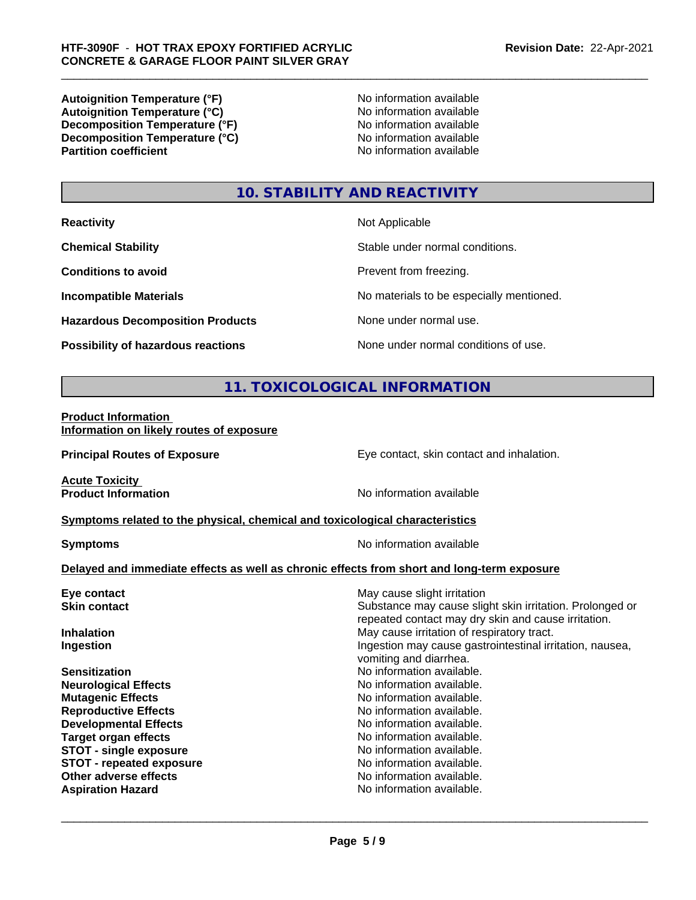| | |
|---|---|
| **Autoignition Temperature (°F)** | No information available |
| **Autoignition Temperature (°C)** | No information available |
| **Decomposition Temperature (°F)** | No information available |
| **Decomposition Temperature (°C)** | No information available |
| **Partition coefficient** | No information available |

## 10. STABILITY AND REACTIVITY

| | |
|---|---|
| **Reactivity** | Not Applicable |
| **Chemical Stability** | Stable under normal conditions. |
| **Conditions to avoid** | Prevent from freezing. |
| **Incompatible Materials** | No materials to be especially mentioned. |
| **Hazardous Decomposition Products** | None under normal use. |
| **Possibility of hazardous reactions** | None under normal conditions of use. |

## 11. TOXICOLOGICAL INFORMATION

**Product Information**
**Information on likely routes of exposure**

**Principal Routes of Exposure** — Eye contact, skin contact and inhalation.

**Acute Toxicity**
**Product Information** — No information available

**Symptoms related to the physical, chemical and toxicological characteristics**

**Symptoms** — No information available

**Delayed and immediate effects as well as chronic effects from short and long-term exposure**

| | |
|---|---|
| **Eye contact** | May cause slight irritation |
| **Skin contact** | Substance may cause slight skin irritation. Prolonged or repeated contact may dry skin and cause irritation. |
| **Inhalation** | May cause irritation of respiratory tract. |
| **Ingestion** | Ingestion may cause gastrointestinal irritation, nausea, vomiting and diarrhea. |
| **Sensitization** | No information available. |
| **Neurological Effects** | No information available. |
| **Mutagenic Effects** | No information available. |
| **Reproductive Effects** | No information available. |
| **Developmental Effects** | No information available. |
| **Target organ effects** | No information available. |
| **STOT - single exposure** | No information available. |
| **STOT - repeated exposure** | No information available. |
| **Other adverse effects** | No information available. |
| **Aspiration Hazard** | No information available. |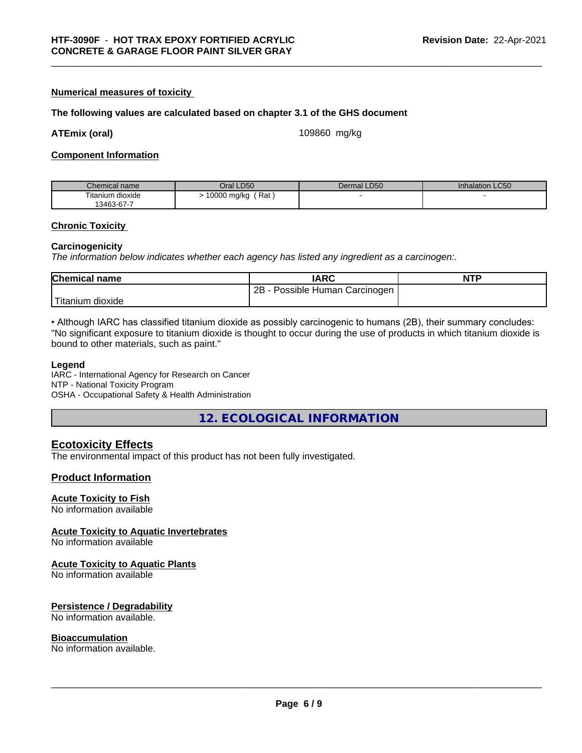**Numerical measures of toxicity**

**The following values are calculated based on chapter 3.1 of the GHS document**

**ATEmix (oral)** 109860 mg/kg

**Component Information**

| Chemical name | Oral LD50 | Dermal LD50 | Inhalation LC50 |
|---|---|---|---|
| Titanium dioxide<br>13463-67-7 | > 10000 mg/kg ( Rat ) | - | - |

**Chronic Toxicity**

**Carcinogenicity**

*The information below indicates whether each agency has listed any ingredient as a carcinogen:.*

| Chemical name | IARC | NTP |
|---|---|---|
| Titanium dioxide | 2B - Possible Human Carcinogen | |

• Although IARC has classified titanium dioxide as possibly carcinogenic to humans (2B), their summary concludes: "No significant exposure to titanium dioxide is thought to occur during the use of products in which titanium dioxide is bound to other materials, such as paint."

**Legend**

IARC - International Agency for Research on Cancer
NTP - National Toxicity Program
OSHA - Occupational Safety & Health Administration

## 12. ECOLOGICAL INFORMATION

### Ecotoxicity Effects

The environmental impact of this product has not been fully investigated.

### Product Information

**Acute Toxicity to Fish**

No information available

**Acute Toxicity to Aquatic Invertebrates**

No information available

**Acute Toxicity to Aquatic Plants**

No information available

**Persistence / Degradability**

No information available.

**Bioaccumulation**

No information available.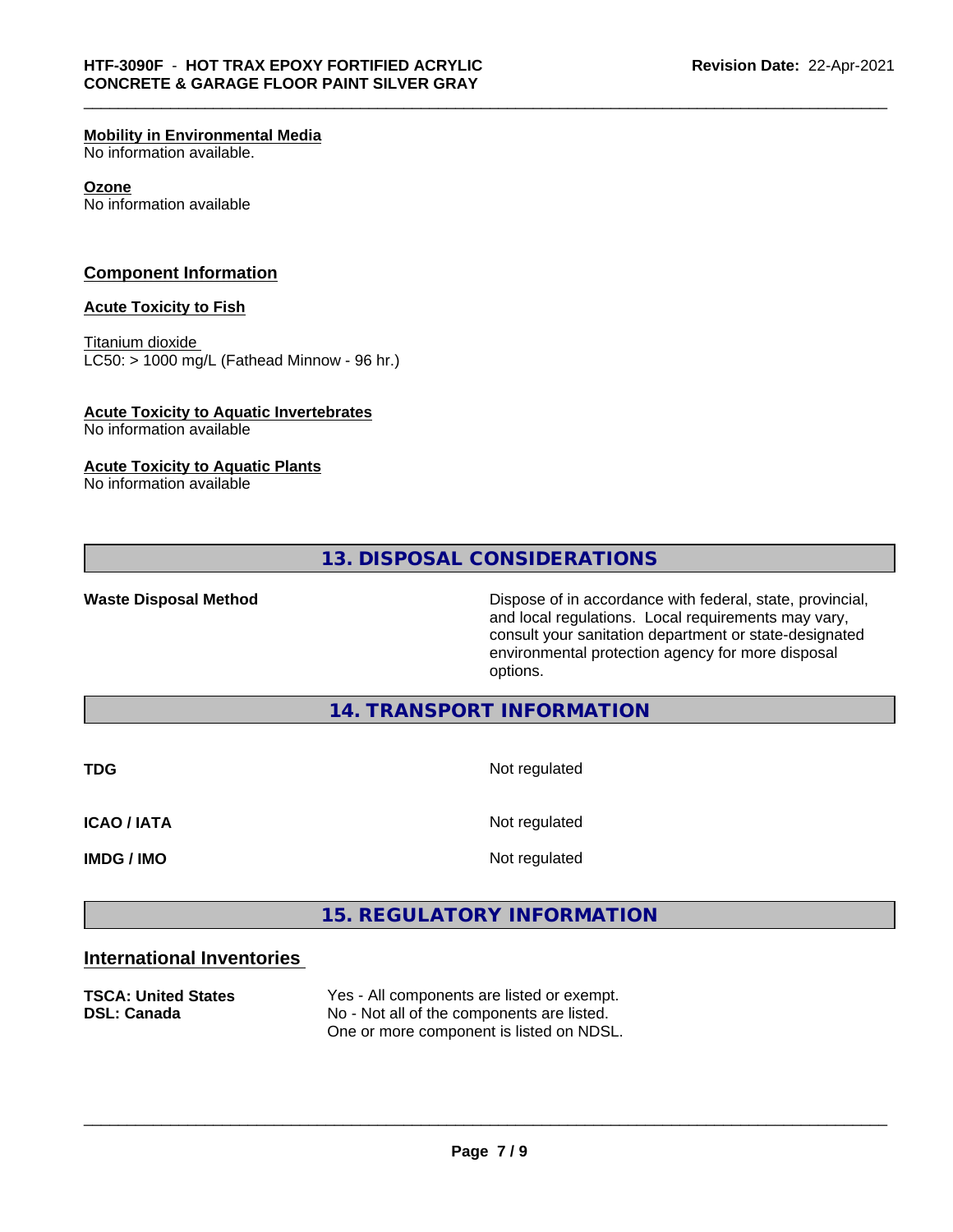**Mobility in Environmental Media**
No information available.

**Ozone**
No information available

## Component Information

**Acute Toxicity to Fish**

Titanium dioxide
LC50: > 1000 mg/L (Fathead Minnow - 96 hr.)

**Acute Toxicity to Aquatic Invertebrates**
No information available

**Acute Toxicity to Aquatic Plants**
No information available

## 13. DISPOSAL CONSIDERATIONS

| | |
|---|---|
| **Waste Disposal Method** | Dispose of in accordance with federal, state, provincial, and local regulations. Local requirements may vary, consult your sanitation department or state-designated environmental protection agency for more disposal options. |

## 14. TRANSPORT INFORMATION

| | |
|---|---|
| **TDG** | Not regulated |
| **ICAO / IATA** | Not regulated |
| **IMDG / IMO** | Not regulated |

## 15. REGULATORY INFORMATION

### International Inventories

| | |
|---|---|
| **TSCA: United States** | Yes - All components are listed or exempt. |
| **DSL: Canada** | No - Not all of the components are listed. One or more component is listed on NDSL. |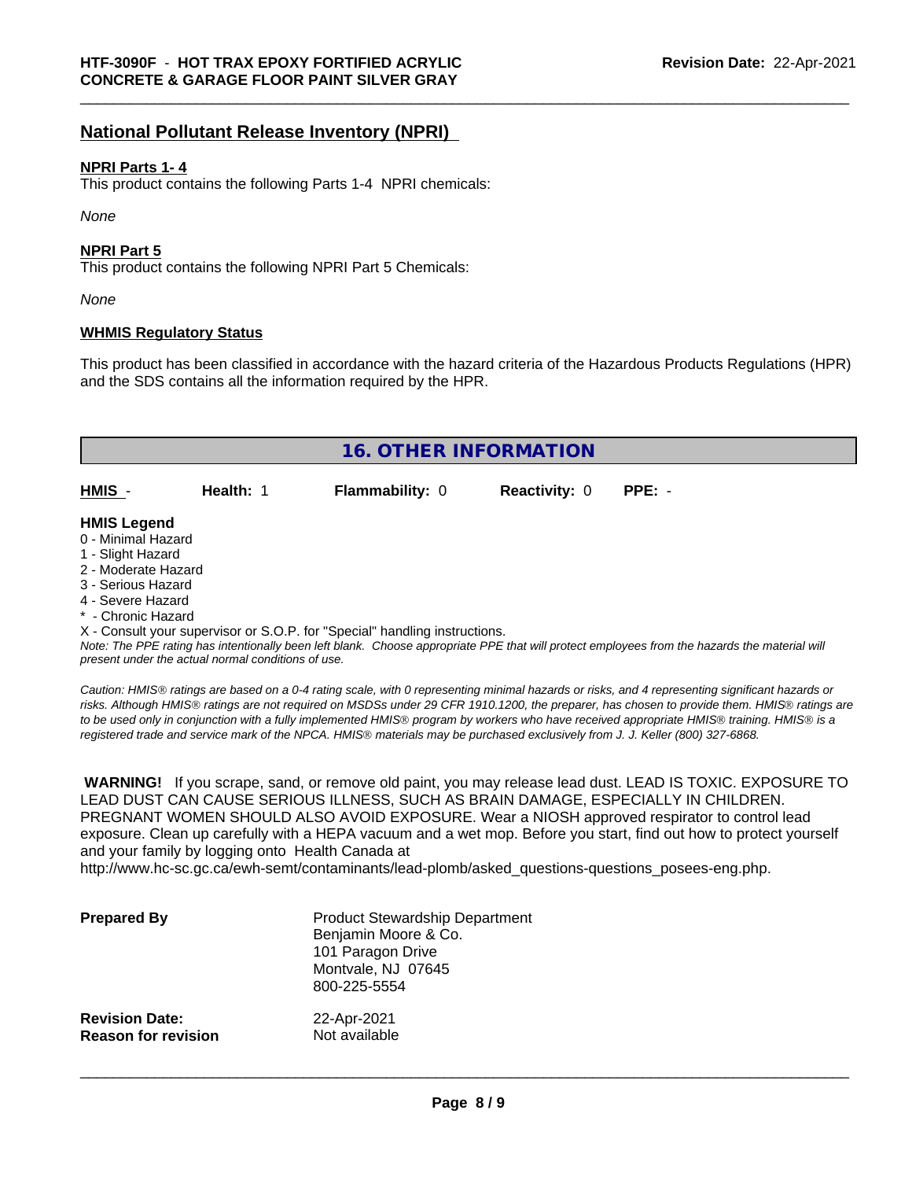## National Pollutant Release Inventory (NPRI)

**NPRI Parts 1- 4**

This product contains the following Parts 1-4 NPRI chemicals:

*None*

**NPRI Part 5**

This product contains the following NPRI Part 5 Chemicals:

*None*

**WHMIS Regulatory Status**

This product has been classified in accordance with the hazard criteria of the Hazardous Products Regulations (HPR) and the SDS contains all the information required by the HPR.

## 16. OTHER INFORMATION

| HMIS - | Health: 1 | Flammability: 0 | Reactivity: 0 | PPE: - |
|---|---|---|---|---|

**HMIS Legend**

0 - Minimal Hazard
1 - Slight Hazard
2 - Moderate Hazard
3 - Serious Hazard
4 - Severe Hazard
* - Chronic Hazard
X - Consult your supervisor or S.O.P. for "Special" handling instructions.

*Note: The PPE rating has intentionally been left blank. Choose appropriate PPE that will protect employees from the hazards the material will present under the actual normal conditions of use.*

*Caution: HMIS® ratings are based on a 0-4 rating scale, with 0 representing minimal hazards or risks, and 4 representing significant hazards or risks. Although HMIS® ratings are not required on MSDSs under 29 CFR 1910.1200, the preparer, has chosen to provide them. HMIS® ratings are to be used only in conjunction with a fully implemented HMIS® program by workers who have received appropriate HMIS® training. HMIS® is a registered trade and service mark of the NPCA. HMIS® materials may be purchased exclusively from J. J. Keller (800) 327-6868.*

**WARNING!** If you scrape, sand, or remove old paint, you may release lead dust. LEAD IS TOXIC. EXPOSURE TO LEAD DUST CAN CAUSE SERIOUS ILLNESS, SUCH AS BRAIN DAMAGE, ESPECIALLY IN CHILDREN. PREGNANT WOMEN SHOULD ALSO AVOID EXPOSURE. Wear a NIOSH approved respirator to control lead exposure. Clean up carefully with a HEPA vacuum and a wet mop. Before you start, find out how to protect yourself and your family by logging onto Health Canada at http://www.hc-sc.gc.ca/ewh-semt/contaminants/lead-plomb/asked_questions-questions_posees-eng.php.

**Prepared By**
Product Stewardship Department
Benjamin Moore & Co.
101 Paragon Drive
Montvale, NJ 07645
800-225-5554

**Revision Date:** 22-Apr-2021
**Reason for revision** Not available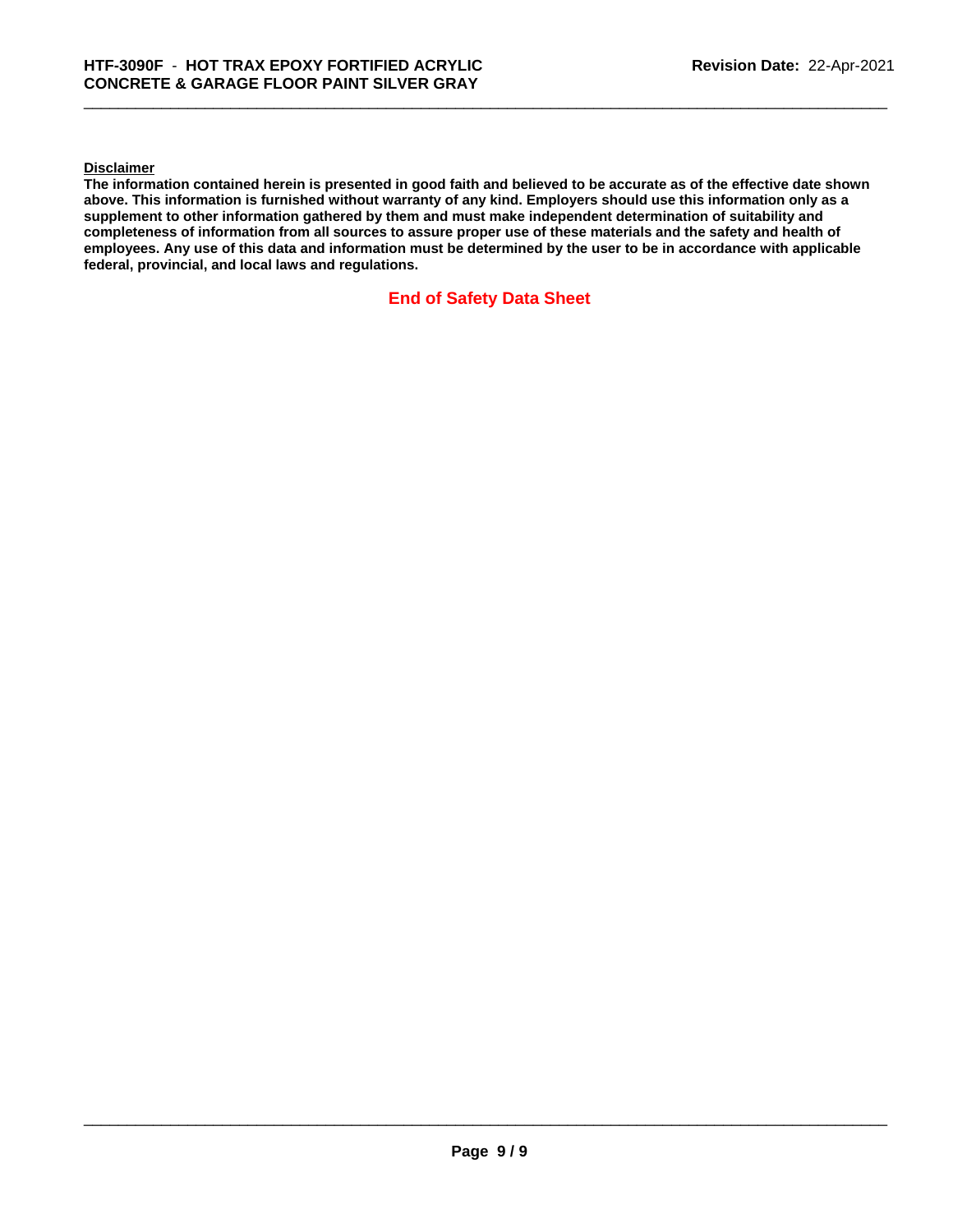**Disclaimer**

**The information contained herein is presented in good faith and believed to be accurate as of the effective date shown above. This information is furnished without warranty of any kind. Employers should use this information only as a supplement to other information gathered by them and must make independent determination of suitability and completeness of information from all sources to assure proper use of these materials and the safety and health of employees. Any use of this data and information must be determined by the user to be in accordance with applicable federal, provincial, and local laws and regulations.**

**End of Safety Data Sheet**